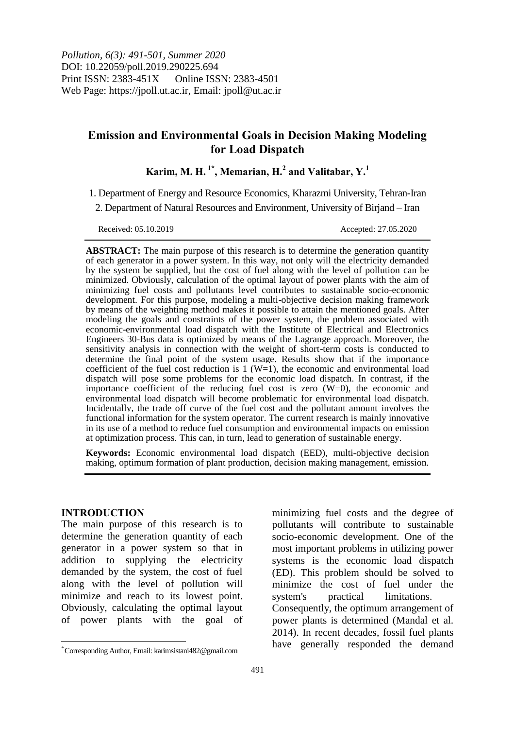*Pollution, 6(3): 491-501, Summer 2020*
DOI: 10.22059/poll.2019.290225.694
Print ISSN: 2383-451X Online ISSN: 2383-4501
Web Page: https://jpoll.ut.ac.ir, Email: jpoll@ut.ac.ir

# Emission and Environmental Goals in Decision Making Modeling for Load Dispatch

**Karim, M. H.[1*], Memarian, H.[2] and Valitabar, Y.[1]**

1. Department of Energy and Resource Economics, Kharazmi University, Tehran-Iran
2. Department of Natural Resources and Environment, University of Birjand – Iran

Received: 05.10.2019 Accepted: 27.05.2020

**ABSTRACT:** The main purpose of this research is to determine the generation quantity of each generator in a power system. In this way, not only will the electricity demanded by the system be supplied, but the cost of fuel along with the level of pollution can be minimized. Obviously, calculation of the optimal layout of power plants with the aim of minimizing fuel costs and pollutants level contributes to sustainable socio-economic development. For this purpose, modeling a multi-objective decision making framework by means of the weighting method makes it possible to attain the mentioned goals. After modeling the goals and constraints of the power system, the problem associated with economic-environmental load dispatch with the Institute of Electrical and Electronics Engineers 30-Bus data is optimized by means of the Lagrange approach. Moreover, the sensitivity analysis in connection with the weight of short-term costs is conducted to determine the final point of the system usage. Results show that if the importance coefficient of the fuel cost reduction is 1 (W=1), the economic and environmental load dispatch will pose some problems for the economic load dispatch. In contrast, if the importance coefficient of the reducing fuel cost is zero (W=0), the economic and environmental load dispatch will become problematic for environmental load dispatch. Incidentally, the trade off curve of the fuel cost and the pollutant amount involves the functional information for the system operator. The current research is mainly innovative in its use of a method to reduce fuel consumption and environmental impacts on emission at optimization process. This can, in turn, lead to generation of sustainable energy.

**Keywords:** Economic environmental load dispatch (EED), multi-objective decision making, optimum formation of plant production, decision making management, emission.

## INTRODUCTION

The main purpose of this research is to determine the generation quantity of each generator in a power system so that in addition to supplying the electricity demanded by the system, the cost of fuel along with the level of pollution will minimize and reach to its lowest point. Obviously, calculating the optimal layout of power plants with the goal of minimizing fuel costs and the degree of pollutants will contribute to sustainable socio-economic development. One of the most important problems in utilizing power systems is the economic load dispatch (ED). This problem should be solved to minimize the cost of fuel under the system's practical limitations. Consequently, the optimum arrangement of power plants is determined (Mandal et al. 2014). In recent decades, fossil fuel plants have generally responded the demand

[*] Corresponding Author, Email: karimsistani482@gmail.com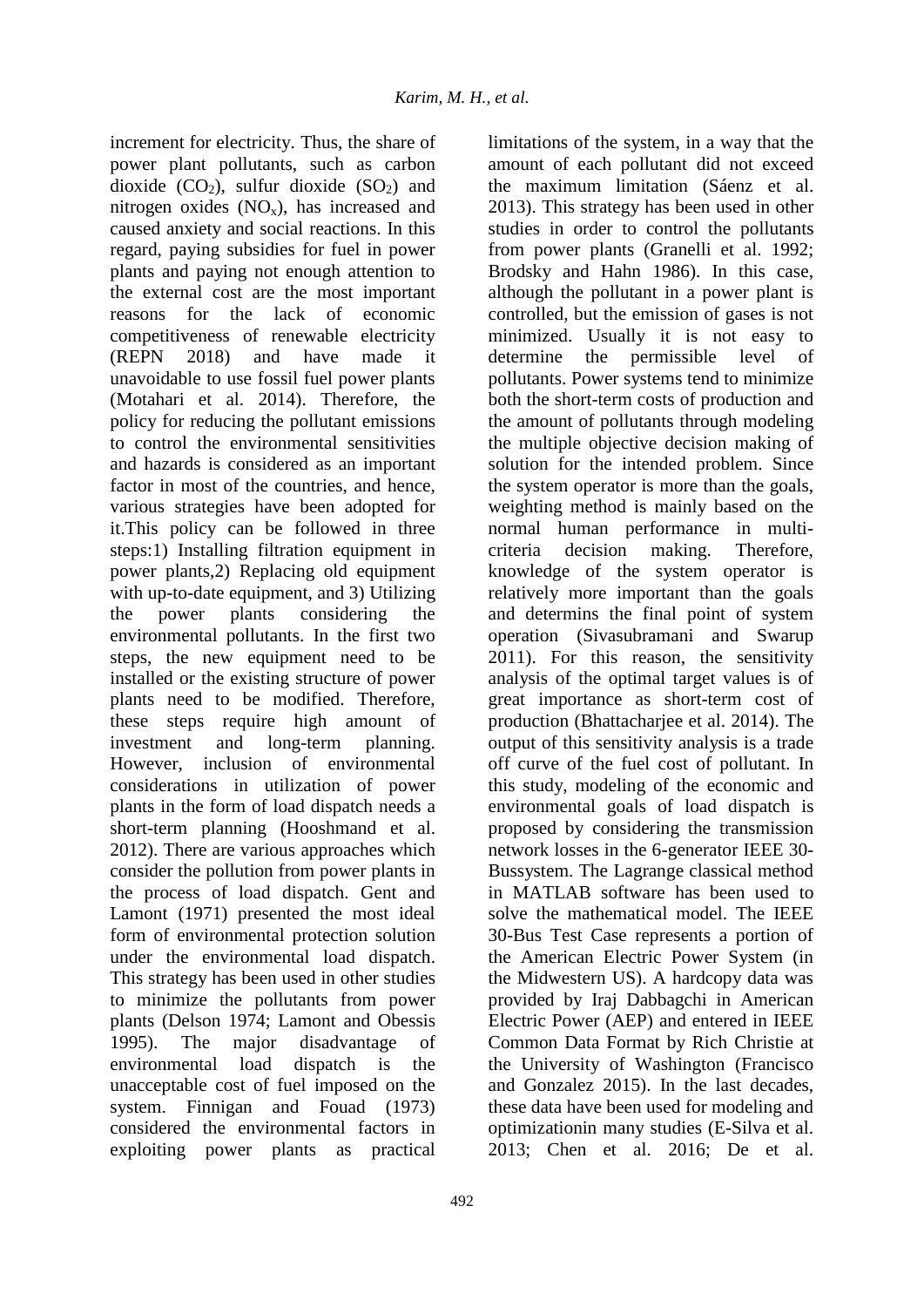increment for electricity. Thus, the share of power plant pollutants, such as carbon dioxide ($CO_2$), sulfur dioxide ($SO_2$) and nitrogen oxides ($NO_x$), has increased and caused anxiety and social reactions. In this regard, paying subsidies for fuel in power plants and paying not enough attention to the external cost are the most important reasons for the lack of economic competitiveness of renewable electricity (REPN 2018) and have made it unavoidable to use fossil fuel power plants (Motahari et al. 2014). Therefore, the policy for reducing the pollutant emissions to control the environmental sensitivities and hazards is considered as an important factor in most of the countries, and hence, various strategies have been adopted for it.This policy can be followed in three steps:1) Installing filtration equipment in power plants,2) Replacing old equipment with up-to-date equipment, and 3) Utilizing the power plants considering the environmental pollutants. In the first two steps, the new equipment need to be installed or the existing structure of power plants need to be modified. Therefore, these steps require high amount of investment and long-term planning. However, inclusion of environmental considerations in utilization of power plants in the form of load dispatch needs a short-term planning (Hooshmand et al. 2012). There are various approaches which consider the pollution from power plants in the process of load dispatch. Gent and Lamont (1971) presented the most ideal form of environmental protection solution under the environmental load dispatch. This strategy has been used in other studies to minimize the pollutants from power plants (Delson 1974; Lamont and Obessis 1995). The major disadvantage of environmental load dispatch is the unacceptable cost of fuel imposed on the system. Finnigan and Fouad (1973) considered the environmental factors in exploiting power plants as practical limitations of the system, in a way that the amount of each pollutant did not exceed the maximum limitation (Sáenz et al. 2013). This strategy has been used in other studies in order to control the pollutants from power plants (Granelli et al. 1992; Brodsky and Hahn 1986). In this case, although the pollutant in a power plant is controlled, but the emission of gases is not minimized. Usually it is not easy to determine the permissible level of pollutants. Power systems tend to minimize both the short-term costs of production and the amount of pollutants through modeling the multiple objective decision making of solution for the intended problem. Since the system operator is more than the goals, weighting method is mainly based on the normal human performance in multi-criteria decision making. Therefore, knowledge of the system operator is relatively more important than the goals and determins the final point of system operation (Sivasubramani and Swarup 2011). For this reason, the sensitivity analysis of the optimal target values is of great importance as short-term cost of production (Bhattacharjee et al. 2014). The output of this sensitivity analysis is a trade off curve of the fuel cost of pollutant. In this study, modeling of the economic and environmental goals of load dispatch is proposed by considering the transmission network losses in the 6-generator IEEE 30-Bussystem. The Lagrange classical method in MATLAB software has been used to solve the mathematical model. The IEEE 30-Bus Test Case represents a portion of the American Electric Power System (in the Midwestern US). A hardcopy data was provided by Iraj Dabbagchi in American Electric Power (AEP) and entered in IEEE Common Data Format by Rich Christie at the University of Washington (Francisco and Gonzalez 2015). In the last decades, these data have been used for modeling and optimizationin many studies (E-Silva et al. 2013; Chen et al. 2016; De et al.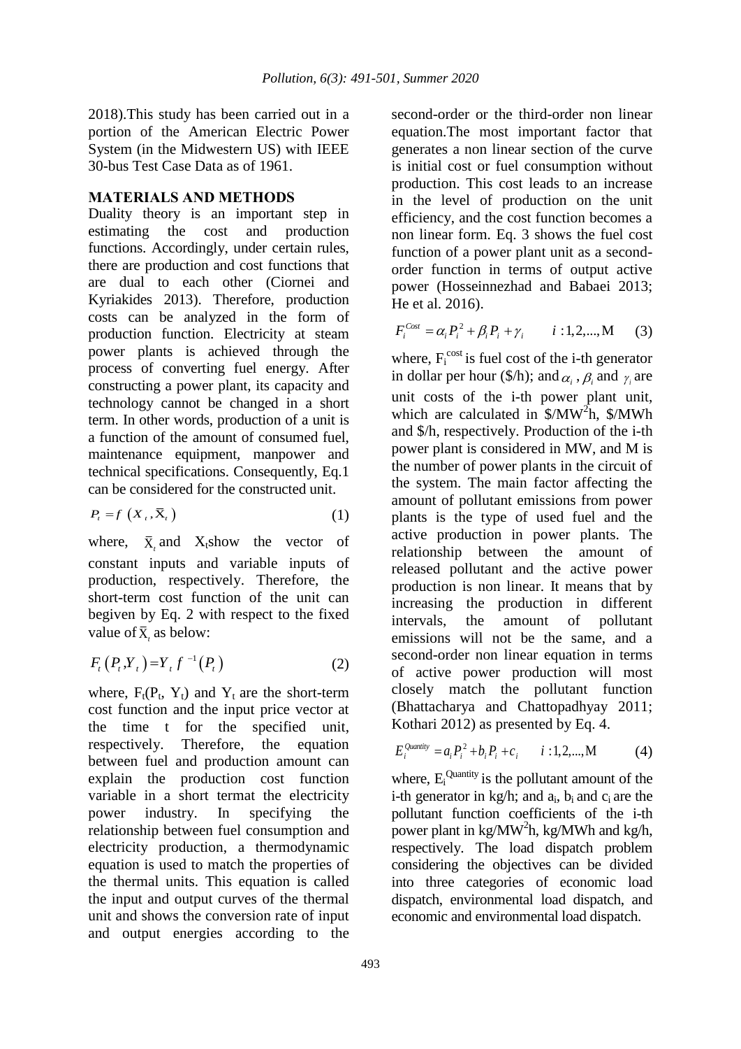2018).This study has been carried out in a portion of the American Electric Power System (in the Midwestern US) with IEEE 30-bus Test Case Data as of 1961.

## MATERIALS AND METHODS

Duality theory is an important step in estimating the cost and production functions. Accordingly, under certain rules, there are production and cost functions that are dual to each other (Ciornei and Kyriakides 2013). Therefore, production costs can be analyzed in the form of production function. Electricity at steam power plants is achieved through the process of converting fuel energy. After constructing a power plant, its capacity and technology cannot be changed in a short term. In other words, production of a unit is a function of the amount of consumed fuel, maintenance equipment, manpower and technical specifications. Consequently, Eq.1 can be considered for the constructed unit.

$$P_t = f\left(X_t, \bar{X}_t\right) \tag{1}$$

where, $\bar{X}_t$ and $X_t$show the vector of constant inputs and variable inputs of production, respectively. Therefore, the short-term cost function of the unit can begiven by Eq. 2 with respect to the fixed value of $\bar{X}_t$ as below:

$$F_t\left(P_t, Y_t\right) = Y_t\, f^{-1}\left(P_t\right) \tag{2}$$

where, $F_t(P_t, Y_t)$ and $Y_t$ are the short-term cost function and the input price vector at the time t for the specified unit, respectively. Therefore, the equation between fuel and production amount can explain the production cost function variable in a short termat the electricity power industry. In specifying the relationship between fuel consumption and electricity production, a thermodynamic equation is used to match the properties of the thermal units. This equation is called the input and output curves of the thermal unit and shows the conversion rate of input and output energies according to the second-order or the third-order non linear equation.The most important factor that generates a non linear section of the curve is initial cost or fuel consumption without production. This cost leads to an increase in the level of production on the unit efficiency, and the cost function becomes a non linear form. Eq. 3 shows the fuel cost function of a power plant unit as a second-order function in terms of output active power (Hosseinnezhad and Babaei 2013; He et al. 2016).

$$F_i^{Cost} = \alpha_i P_i^2 + \beta_i P_i + \gamma_i \qquad i:1,2,...,M \tag{3}$$

where, $F_i^{cost}$ is fuel cost of the i-th generator in dollar per hour ($/h); and $\alpha_i$ , $\beta_i$ and $\gamma_i$ are unit costs of the i-th power plant unit, which are calculated in $\$/MW^2h$, $/MWh and $/h, respectively. Production of the i-th power plant is considered in MW, and M is the number of power plants in the circuit of the system. The main factor affecting the amount of pollutant emissions from power plants is the type of used fuel and the active production in power plants. The relationship between the amount of released pollutant and the active power production is non linear. It means that by increasing the production in different intervals, the amount of pollutant emissions will not be the same, and a second-order non linear equation in terms of active power production will most closely match the pollutant function (Bhattacharya and Chattopadhyay 2011; Kothari 2012) as presented by Eq. 4.

$$E_i^{Quantity} = a_i P_i^2 + b_i P_i + c_i \qquad i:1,2,...,M \tag{4}$$

where, $E_i^{Quantity}$ is the pollutant amount of the i-th generator in kg/h; and $a_i$, $b_i$ and $c_i$ are the pollutant function coefficients of the i-th power plant in $kg/MW^2h$, kg/MWh and kg/h, respectively. The load dispatch problem considering the objectives can be divided into three categories of economic load dispatch, environmental load dispatch, and economic and environmental load dispatch.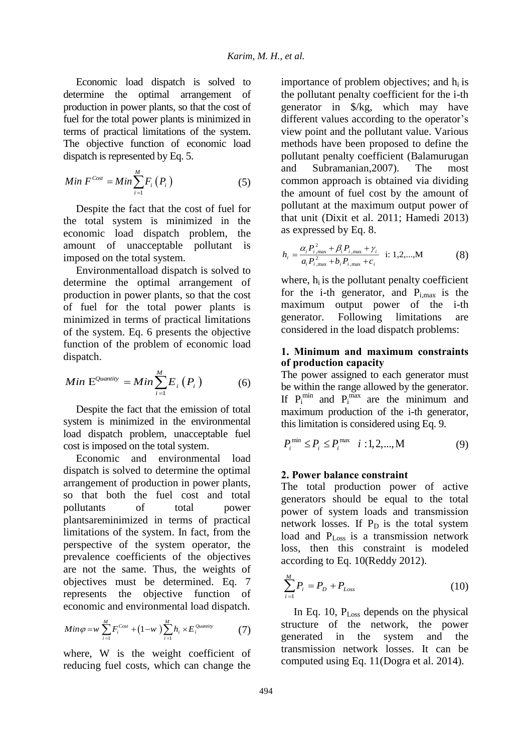Economic load dispatch is solved to determine the optimal arrangement of production in power plants, so that the cost of fuel for the total power plants is minimized in terms of practical limitations of the system. The objective function of economic load dispatch is represented by Eq. 5.

$$Min\ F^{Cost} = Min\sum_{i=1}^{M} F_i\left(P_i\right) \tag{5}$$

Despite the fact that the cost of fuel for the total system is minimized in the economic load dispatch problem, the amount of unacceptable pollutant is imposed on the total system.

Environmentalload dispatch is solved to determine the optimal arrangement of production in power plants, so that the cost of fuel for the total power plants is minimized in terms of practical limitations of the system. Eq. 6 presents the objective function of the problem of economic load dispatch.

$$Min\ \mathrm{E}^{Quantity} = Min\sum_{i=1}^{M} E_i\left(P_i\right) \tag{6}$$

Despite the fact that the emission of total system is minimized in the environmental load dispatch problem, unacceptable fuel cost is imposed on the total system.

Economic and environmental load dispatch is solved to determine the optimal arrangement of production in power plants, so that both the fuel cost and total pollutants of total power plantsareminimized in terms of practical limitations of the system. In fact, from the perspective of the system operator, the prevalence coefficients of the objectives are not the same. Thus, the weights of objectives must be determined. Eq. 7 represents the objective function of economic and environmental load dispatch.

$$Min\varphi = w\sum_{i=1}^{M} F_i^{Cost} + \left(1-w\right)\sum_{i=1}^{M} h_i \times E_i^{Quantity} \tag{7}$$

where, W is the weight coefficient of reducing fuel costs, which can change the importance of problem objectives; and $h_i$ is the pollutant penalty coefficient for the i-th generator in \$/kg, which may have different values according to the operator's view point and the pollutant value. Various methods have been proposed to define the pollutant penalty coefficient (Balamurugan and Subramanian,2007). The most common approach is obtained via dividing the amount of fuel cost by the amount of pollutant at the maximum output power of that unit (Dixit et al. 2011; Hamedi 2013) as expressed by Eq. 8.

$$h_i = \frac{\alpha_i P_{i,\max}^2 + \beta_i P_{i,\max} + \gamma_i}{a_i P_{i,\max}^2 + b_i P_{i,\max} + c_i} \quad \text{i: 1,2,...,M} \tag{8}$$

where, $h_i$ is the pollutant penalty coefficient for the i-th generator, and $P_{i,max}$ is the maximum output power of the i-th generator. Following limitations are considered in the load dispatch problems:

**1. Minimum and maximum constraints of production capacity**

The power assigned to each generator must be within the range allowed by the generator. If $P_i^{min}$ and $P_i^{max}$ are the minimum and maximum production of the i-th generator, this limitation is considered using Eq. 9.

$$P_i^{\min} \le P_i \le P_i^{\max} \quad i: 1,2,...,\mathrm{M} \tag{9}$$

**2. Power balance constraint**

The total production power of active generators should be equal to the total power of system loads and transmission network losses. If $P_D$ is the total system load and $P_{Loss}$ is a transmission network loss, then this constraint is modeled according to Eq. 10(Reddy 2012).

$$\sum_{i=1}^{M} P_i = P_D + P_{Loss} \tag{10}$$

In Eq. 10, $P_{Loss}$ depends on the physical structure of the network, the power generated in the system and the transmission network losses. It can be computed using Eq. 11(Dogra et al. 2014).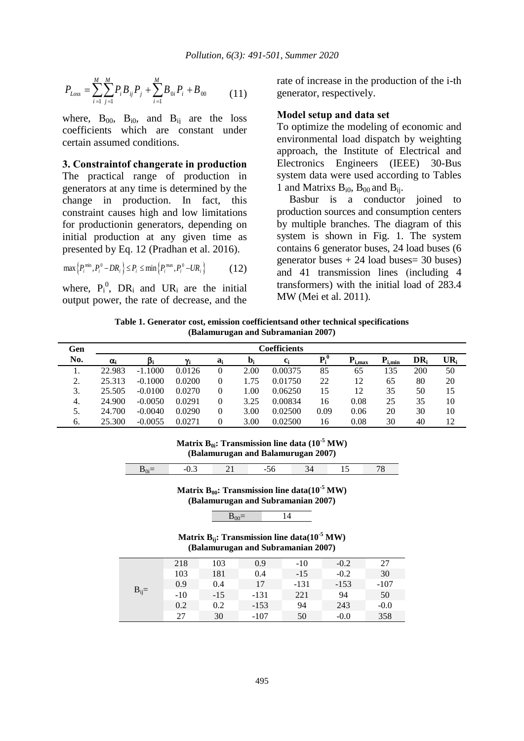$$P_{Loss} = \sum_{i=1}^{M}\sum_{j=1}^{M} P_i B_{ij} P_j + \sum_{i=1}^{M} B_{0i} P_i + B_{00} \qquad (11)$$

where, $B_{00}$, $B_{i0}$, and $B_{ij}$ are the loss coefficients which are constant under certain assumed conditions.

### 3. Constraintof changerate in production

The practical range of production in generators at any time is determined by the change in production. In fact, this constraint causes high and low limitations for productionin generators, depending on initial production at any given time as presented by Eq. 12 (Pradhan et al. 2016).

$$\max\left\{P_i^{min}, P_i^0 - DR_i\right\} \le P_i \le \min\left\{P_i^{max}, P_i^0 - UR_i\right\} \qquad (12)$$

where, $P_i^0$, $DR_i$ and $UR_i$ are the initial output power, the rate of decrease, and the rate of increase in the production of the i-th generator, respectively.

### Model setup and data set

To optimize the modeling of economic and environmental load dispatch by weighting approach, the Institute of Electrical and Electronics Engineers (IEEE) 30-Bus system data were used according to Tables 1 and Matrixs $B_{i0}$, $B_{00}$ and $B_{ij}$.

Basbur is a conductor joined to production sources and consumption centers by multiple branches. The diagram of this system is shown in Fig. 1. The system contains 6 generator buses, 24 load buses (6 generator buses + 24 load buses= 30 buses) and 41 transmission lines (including 4 transformers) with the initial load of 283.4 MW (Mei et al. 2011).

**Table 1. Generator cost, emission coefficientsand other technical specifications (Balamurugan and Subramanian 2007)**

| Gen No. | Coefficients | | | | | | | | | | |
|---|---|---|---|---|---|---|---|---|---|---|---|
| | $\alpha_i$ | $\beta_i$ | $\gamma_i$ | $a_i$ | $b_i$ | $c_i$ | $P_i^0$ | $P_{i,max}$ | $P_{i,min}$ | $DR_i$ | $UR_i$ |
| 1. | 22.983 | -1.1000 | 0.0126 | 0 | 2.00 | 0.00375 | 85 | 65 | 135 | 200 | 50 |
| 2. | 25.313 | -0.1000 | 0.0200 | 0 | 1.75 | 0.01750 | 22 | 12 | 65 | 80 | 20 |
| 3. | 25.505 | -0.0100 | 0.0270 | 0 | 1.00 | 0.06250 | 15 | 12 | 35 | 50 | 15 |
| 4. | 24.900 | -0.0050 | 0.0291 | 0 | 3.25 | 0.00834 | 16 | 0.08 | 25 | 35 | 10 |
| 5. | 24.700 | -0.0040 | 0.0290 | 0 | 3.00 | 0.02500 | 0.09 | 0.06 | 20 | 30 | 10 |
| 6. | 25.300 | -0.0055 | 0.0271 | 0 | 3.00 | 0.02500 | 16 | 0.08 | 30 | 40 | 12 |

**Matrix $B_{0i}$: Transmission line data ($10^{-5}$ MW) (Balamurugan and Balamurugan 2007)**

| $B_{0i}$= | -0.3 | 21 | -56 | 34 | 15 | 78 |
|---|---|---|---|---|---|---|

**Matrix $B_{00}$: Transmission line data($10^{-5}$ MW) (Balamurugan and Subramanian 2007)**

| $B_{00}$= | 14 |
|---|---|

**Matrix $B_{ij}$: Transmission line data($10^{-5}$ MW) (Balamurugan and Subramanian 2007)**

| | | | | | | |
|---|---|---|---|---|---|---|
| $B_{ij}$= | 218 | 103 | 0.9 | -10 | -0.2 | 27 |
| | 103 | 181 | 0.4 | -15 | -0.2 | 30 |
| | 0.9 | 0.4 | 17 | -131 | -153 | -107 |
| | -10 | -15 | -131 | 221 | 94 | 50 |
| | 0.2 | 0.2 | -153 | 94 | 243 | -0.0 |
| | 27 | 30 | -107 | 50 | -0.0 | 358 |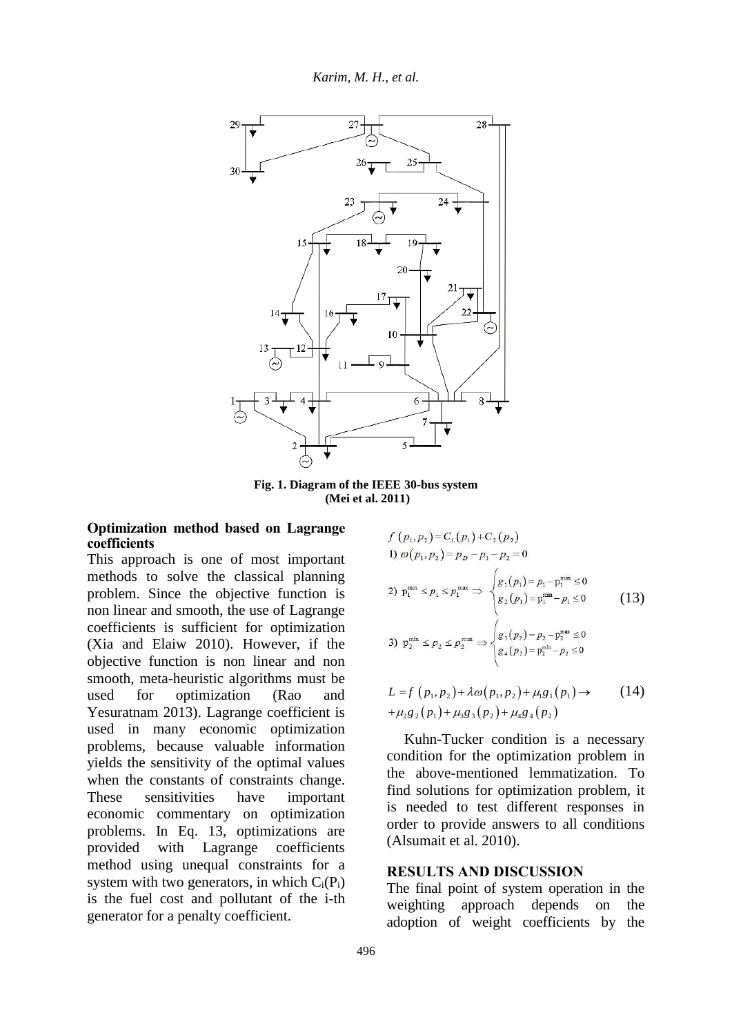Fig. 1. Diagram of the IEEE 30-bus system (Mei et al. 2011)

### Optimization method based on Lagrange coefficients

This approach is one of most important methods to solve the classical planning problem. Since the objective function is non linear and smooth, the use of Lagrange coefficients is sufficient for optimization (Xia and Elaiw 2010). However, if the objective function is non linear and non smooth, meta-heuristic algorithms must be used for optimization (Rao and Yesuratnam 2013). Lagrange coefficient is used in many economic optimization problems, because valuable information yields the sensitivity of the optimal values when the constants of constraints change. These sensitivities have important economic commentary on optimization problems. In Eq. 13, optimizations are provided with Lagrange coefficients method using unequal constraints for a system with two generators, in which $C_i(P_i)$ is the fuel cost and pollutant of the i-th generator for a penalty coefficient.

$$
\begin{aligned}
& f\left(p_1, p_2\right) = C_1\left(p_1\right) + C_2\left(p_2\right) \\
& 1)\ \omega\left(p_1, p_2\right) = p_D - p_1 - p_2 = 0 \\
& 2)\ p_1^{\min} \le p_1 \le p_1^{\max} \Rightarrow \begin{cases} g_1\left(p_1\right) = p_1 - p_1^{\max} \le 0 \\ g_2\left(p_1\right) = p_1^{\min} - p_1 \le 0 \end{cases} \\
& 3)\ p_2^{\min} \le p_2 \le p_2^{\max} \Rightarrow \begin{cases} g_3\left(p_2\right) = p_2 - p_2^{\max} \le 0 \\ g_4\left(p_2\right) = p_2^{\min} - p_2 \le 0 \end{cases}
\end{aligned}
\tag{13}
$$

$$
\begin{aligned}
L = & f\left(p_1, p_2\right) + \lambda\omega\left(p_1, p_2\right) + \mu_1 g_1\left(p_1\right) \rightarrow \\
& + \mu_2 g_2\left(p_1\right) + \mu_3 g_3\left(p_2\right) + \mu_4 g_4\left(p_2\right)
\end{aligned}
\tag{14}
$$

Kuhn-Tucker condition is a necessary condition for the optimization problem in the above-mentioned lemmatization. To find solutions for optimization problem, it is needed to test different responses in order to provide answers to all conditions (Alsumait et al. 2010).

## RESULTS AND DISCUSSION

The final point of system operation in the weighting approach depends on the adoption of weight coefficients by the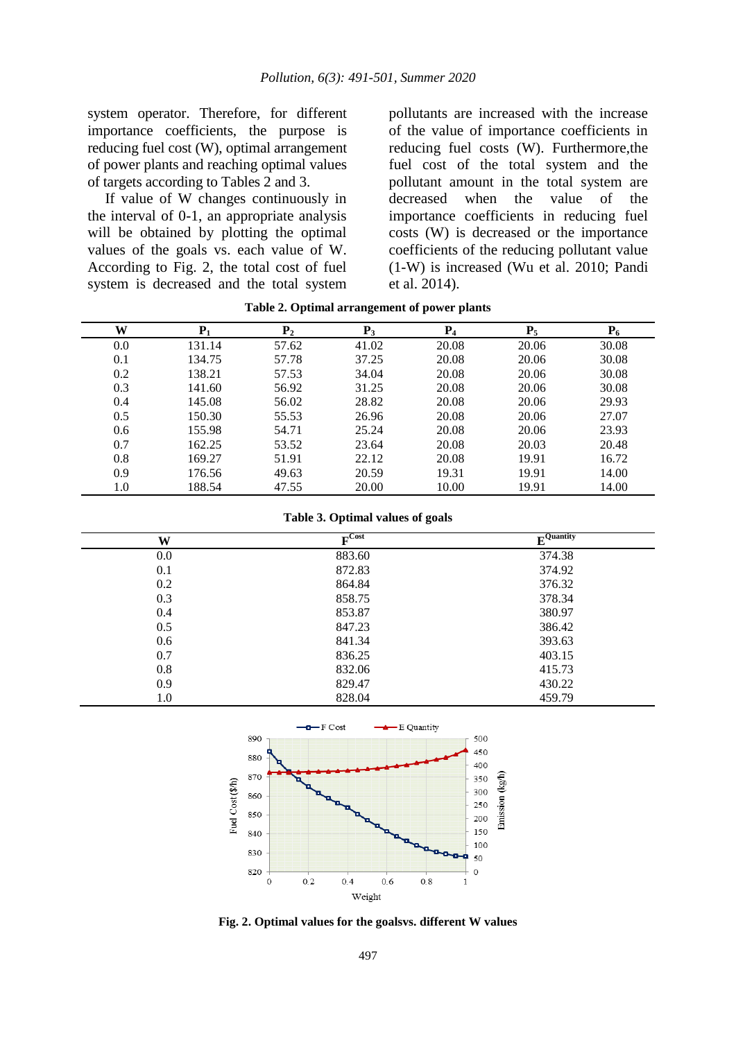system operator. Therefore, for different importance coefficients, the purpose is reducing fuel cost (W), optimal arrangement of power plants and reaching optimal values of targets according to Tables 2 and 3.

If value of W changes continuously in the interval of 0-1, an appropriate analysis will be obtained by plotting the optimal values of the goals vs. each value of W. According to Fig. 2, the total cost of fuel system is decreased and the total system pollutants are increased with the increase of the value of importance coefficients in reducing fuel costs (W). Furthermore,the fuel cost of the total system and the pollutant amount in the total system are decreased when the value of the importance coefficients in reducing fuel costs (W) is decreased or the importance coefficients of the reducing pollutant value (1-W) is increased (Wu et al. 2010; Pandi et al. 2014).

**Table 2. Optimal arrangement of power plants**

| W | $P_1$ | $P_2$ | $P_3$ | $P_4$ | $P_5$ | $P_6$ |
|---|---|---|---|---|---|---|
| 0.0 | 131.14 | 57.62 | 41.02 | 20.08 | 20.06 | 30.08 |
| 0.1 | 134.75 | 57.78 | 37.25 | 20.08 | 20.06 | 30.08 |
| 0.2 | 138.21 | 57.53 | 34.04 | 20.08 | 20.06 | 30.08 |
| 0.3 | 141.60 | 56.92 | 31.25 | 20.08 | 20.06 | 30.08 |
| 0.4 | 145.08 | 56.02 | 28.82 | 20.08 | 20.06 | 29.93 |
| 0.5 | 150.30 | 55.53 | 26.96 | 20.08 | 20.06 | 27.07 |
| 0.6 | 155.98 | 54.71 | 25.24 | 20.08 | 20.06 | 23.93 |
| 0.7 | 162.25 | 53.52 | 23.64 | 20.08 | 20.03 | 20.48 |
| 0.8 | 169.27 | 51.91 | 22.12 | 20.08 | 19.91 | 16.72 |
| 0.9 | 176.56 | 49.63 | 20.59 | 19.31 | 19.91 | 14.00 |
| 1.0 | 188.54 | 47.55 | 20.00 | 10.00 | 19.91 | 14.00 |

**Table 3. Optimal values of goals**

| W | $F^{Cost}$ | $E^{Quantity}$ |
|---|---|---|
| 0.0 | 883.60 | 374.38 |
| 0.1 | 872.83 | 374.92 |
| 0.2 | 864.84 | 376.32 |
| 0.3 | 858.75 | 378.34 |
| 0.4 | 853.87 | 380.97 |
| 0.5 | 847.23 | 386.42 |
| 0.6 | 841.34 | 393.63 |
| 0.7 | 836.25 | 403.15 |
| 0.8 | 832.06 | 415.73 |
| 0.9 | 829.47 | 430.22 |
| 1.0 | 828.04 | 459.79 |

**Fig. 2. Optimal values for the goalsvs. different W values**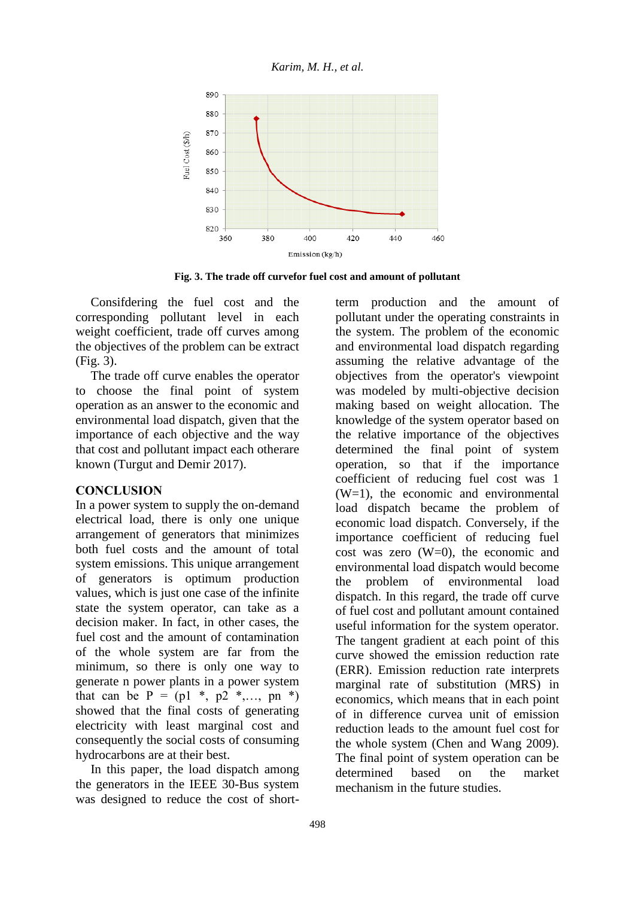Fig. 3. The trade off curvefor fuel cost and amount of pollutant

Consifdering the fuel cost and the corresponding pollutant level in each weight coefficient, trade off curves among the objectives of the problem can be extract (Fig. 3).

The trade off curve enables the operator to choose the final point of system operation as an answer to the economic and environmental load dispatch, given that the importance of each objective and the way that cost and pollutant impact each otherare known (Turgut and Demir 2017).

## CONCLUSION

In a power system to supply the on-demand electrical load, there is only one unique arrangement of generators that minimizes both fuel costs and the amount of total system emissions. This unique arrangement of generators is optimum production values, which is just one case of the infinite state the system operator, can take as a decision maker. In other cases, the fuel cost and the amount of contamination of the whole system are far from the minimum, so there is only one way to generate n power plants in a power system that can be P = (p1 *, p2 *,…, pn *) showed that the final costs of generating electricity with least marginal cost and consequently the social costs of consuming hydrocarbons are at their best.

In this paper, the load dispatch among the generators in the IEEE 30-Bus system was designed to reduce the cost of short-term production and the amount of pollutant under the operating constraints in the system. The problem of the economic and environmental load dispatch regarding assuming the relative advantage of the objectives from the operator's viewpoint was modeled by multi-objective decision making based on weight allocation. The knowledge of the system operator based on the relative importance of the objectives determined the final point of system operation, so that if the importance coefficient of reducing fuel cost was 1 (W=1), the economic and environmental load dispatch became the problem of economic load dispatch. Conversely, if the importance coefficient of reducing fuel cost was zero (W=0), the economic and environmental load dispatch would become the problem of environmental load dispatch. In this regard, the trade off curve of fuel cost and pollutant amount contained useful information for the system operator. The tangent gradient at each point of this curve showed the emission reduction rate (ERR). Emission reduction rate interprets marginal rate of substitution (MRS) in economics, which means that in each point of in difference curvea unit of emission reduction leads to the amount fuel cost for the whole system (Chen and Wang 2009). The final point of system operation can be determined based on the market mechanism in the future studies.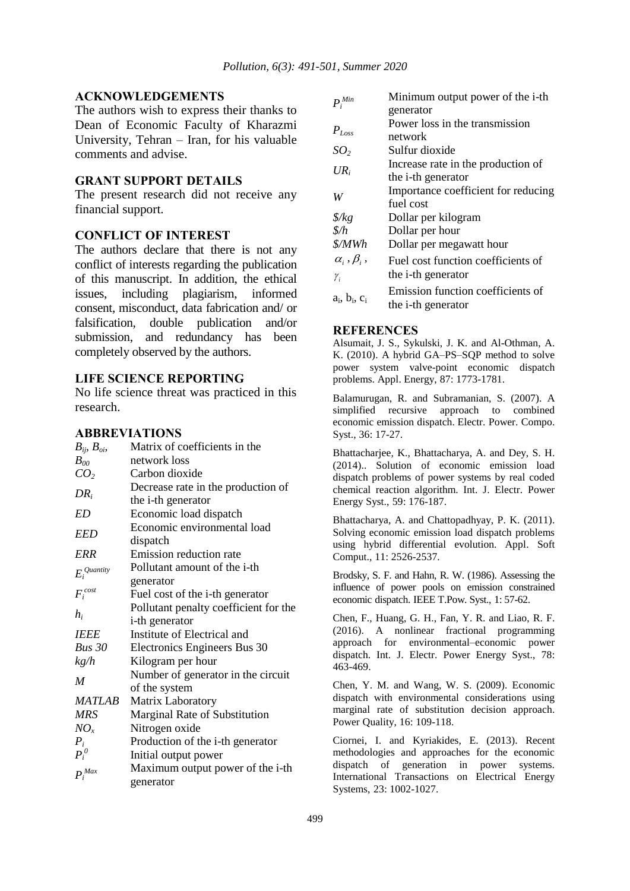## ACKNOWLEDGEMENTS

The authors wish to express their thanks to Dean of Economic Faculty of Kharazmi University, Tehran – Iran, for his valuable comments and advise.

## GRANT SUPPORT DETAILS

The present research did not receive any financial support.

## CONFLICT OF INTEREST

The authors declare that there is not any conflict of interests regarding the publication of this manuscript. In addition, the ethical issues, including plagiarism, informed consent, misconduct, data fabrication and/ or falsification, double publication and/or submission, and redundancy has been completely observed by the authors.

## LIFE SCIENCE REPORTING

No life science threat was practiced in this research.

## ABBREVIATIONS

| | |
|---|---|
| $B_{ij}$, $B_{oi}$, $B_{00}$ | Matrix of coefficients in the network loss |
| $CO_2$ | Carbon dioxide |
| $DR_i$ | Decrease rate in the production of the i-th generator |
| *ED* | Economic load dispatch |
| *EED* | Economic environmental load dispatch |
| *ERR* | Emission reduction rate |
| $E_i^{Quantity}$ | Pollutant amount of the i-th generator |
| $F_i^{cost}$ | Fuel cost of the i-th generator |
| $h_i$ | Pollutant penalty coefficient for the i-th generator |
| *IEEE Bus 30* | Institute of Electrical and Electronics Engineers Bus 30 |
| *kg/h* | Kilogram per hour |
| *M* | Number of generator in the circuit of the system |
| *MATLAB* | Matrix Laboratory |
| *MRS* | Marginal Rate of Substitution |
| $NO_x$ | Nitrogen oxide |
| $P_i$ | Production of the i-th generator |
| $P_i^0$ | Initial output power |
| $P_i^{Max}$ | Maximum output power of the i-th generator |
| $P_i^{Min}$ | Minimum output power of the i-th generator |
| $P_{Loss}$ | Power loss in the transmission network |
| $SO_2$ | Sulfur dioxide |
| $UR_i$ | Increase rate in the production of the i-th generator |
| *W* | Importance coefficient for reducing fuel cost |
| *$/kg* | Dollar per kilogram |
| *$/h* | Dollar per hour |
| *$/MWh* | Dollar per megawatt hour |
| $\alpha_i$, $\beta_i$, $\gamma_i$ | Fuel cost function coefficients of the i-th generator |
| $a_i$, $b_i$, $c_i$ | Emission function coefficients of the i-th generator |

## REFERENCES

Alsumait, J. S., Sykulski, J. K. and Al-Othman, A. K. (2010). A hybrid GA–PS–SQP method to solve power system valve-point economic dispatch problems. Appl. Energy, 87: 1773-1781.

Balamurugan, R. and Subramanian, S. (2007). A simplified recursive approach to combined economic emission dispatch. Electr. Power. Compo. Syst., 36: 17-27.

Bhattacharjee, K., Bhattacharya, A. and Dey, S. H. (2014).. Solution of economic emission load dispatch problems of power systems by real coded chemical reaction algorithm. Int. J. Electr. Power Energy Syst., 59: 176-187.

Bhattacharya, A. and Chattopadhyay, P. K. (2011). Solving economic emission load dispatch problems using hybrid differential evolution. Appl. Soft Comput., 11: 2526-2537.

Brodsky, S. F. and Hahn, R. W. (1986). Assessing the influence of power pools on emission constrained economic dispatch. IEEE T.Pow. Syst., 1: 57-62.

Chen, F., Huang, G. H., Fan, Y. R. and Liao, R. F. (2016). A nonlinear fractional programming approach for environmental–economic power dispatch. Int. J. Electr. Power Energy Syst., 78: 463-469.

Chen, Y. M. and Wang, W. S. (2009). Economic dispatch with environmental considerations using marginal rate of substitution decision approach. Power Quality, 16: 109-118.

Ciornei, I. and Kyriakides, E. (2013). Recent methodologies and approaches for the economic dispatch of generation in power systems. International Transactions on Electrical Energy Systems, 23: 1002-1027.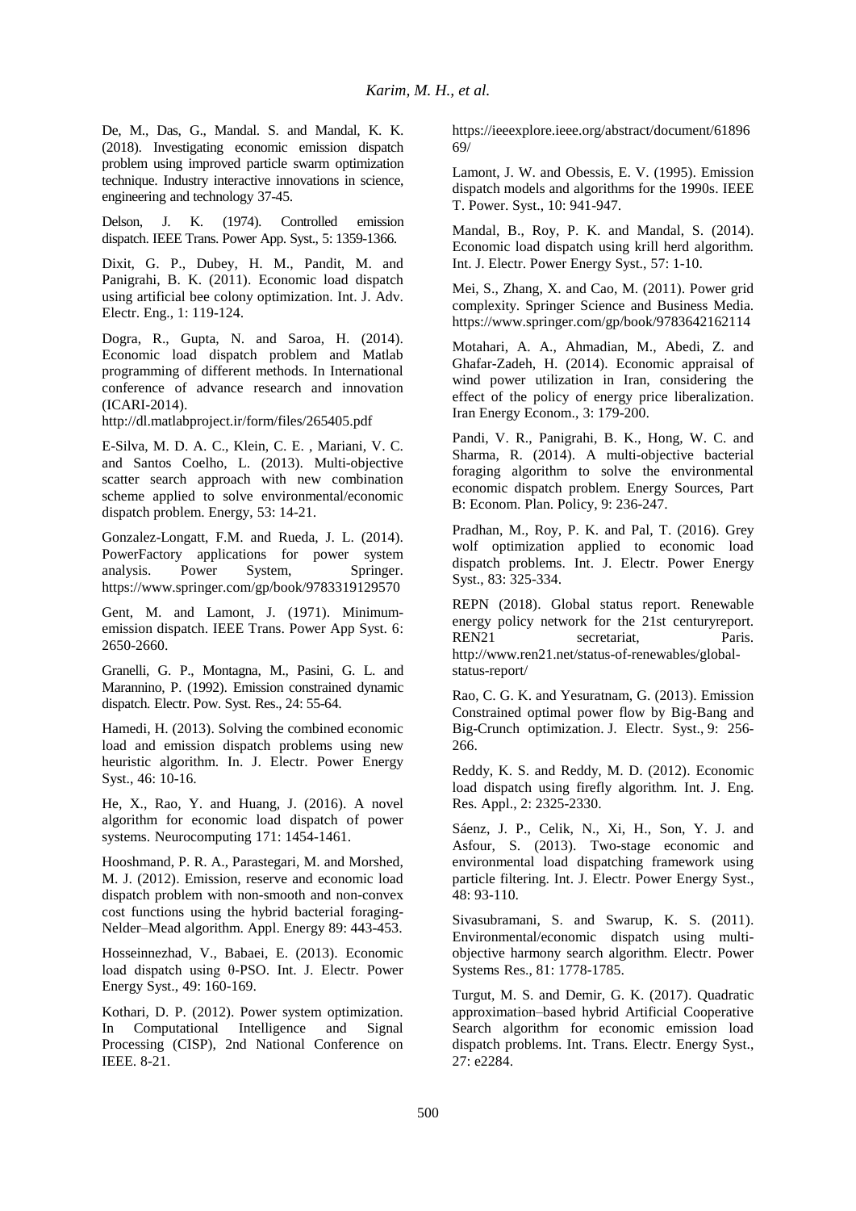De, M., Das, G., Mandal. S. and Mandal, K. K. (2018). Investigating economic emission dispatch problem using improved particle swarm optimization technique. Industry interactive innovations in science, engineering and technology 37-45.

Delson, J. K. (1974). Controlled emission dispatch. IEEE Trans. Power App. Syst., 5: 1359-1366.

Dixit, G. P., Dubey, H. M., Pandit, M. and Panigrahi, B. K. (2011). Economic load dispatch using artificial bee colony optimization. Int. J. Adv. Electr. Eng., 1: 119-124.

Dogra, R., Gupta, N. and Saroa, H. (2014). Economic load dispatch problem and Matlab programming of different methods. In International conference of advance research and innovation (ICARI-2014).
http://dl.matlabproject.ir/form/files/265405.pdf

E-Silva, M. D. A. C., Klein, C. E. , Mariani, V. C. and Santos Coelho, L. (2013). Multi-objective scatter search approach with new combination scheme applied to solve environmental/economic dispatch problem. Energy, 53: 14-21.

Gonzalez-Longatt, F.M. and Rueda, J. L. (2014). PowerFactory applications for power system analysis. Power System, Springer. https://www.springer.com/gp/book/9783319129570

Gent, M. and Lamont, J. (1971). Minimum-emission dispatch. IEEE Trans. Power App Syst. 6: 2650-2660.

Granelli, G. P., Montagna, M., Pasini, G. L. and Marannino, P. (1992). Emission constrained dynamic dispatch. Electr. Pow. Syst. Res., 24: 55-64.

Hamedi, H. (2013). Solving the combined economic load and emission dispatch problems using new heuristic algorithm. In. J. Electr. Power Energy Syst., 46: 10-16.

He, X., Rao, Y. and Huang, J. (2016). A novel algorithm for economic load dispatch of power systems. Neurocomputing 171: 1454-1461.

Hooshmand, P. R. A., Parastegari, M. and Morshed, M. J. (2012). Emission, reserve and economic load dispatch problem with non-smooth and non-convex cost functions using the hybrid bacterial foraging-Nelder–Mead algorithm. Appl. Energy 89: 443-453.

Hosseinnezhad, V., Babaei, E. (2013). Economic load dispatch using θ-PSO. Int. J. Electr. Power Energy Syst., 49: 160-169.

Kothari, D. P. (2012). Power system optimization. In Computational Intelligence and Signal Processing (CISP), 2nd National Conference on IEEE. 8-21.
https://ieeexplore.ieee.org/abstract/document/6189669/

Lamont, J. W. and Obessis, E. V. (1995). Emission dispatch models and algorithms for the 1990s. IEEE T. Power. Syst., 10: 941-947.

Mandal, B., Roy, P. K. and Mandal, S. (2014). Economic load dispatch using krill herd algorithm. Int. J. Electr. Power Energy Syst., 57: 1-10.

Mei, S., Zhang, X. and Cao, M. (2011). Power grid complexity. Springer Science and Business Media. https://www.springer.com/gp/book/9783642162114

Motahari, A. A., Ahmadian, M., Abedi, Z. and Ghafar-Zadeh, H. (2014). Economic appraisal of wind power utilization in Iran, considering the effect of the policy of energy price liberalization. Iran Energy Econom., 3: 179-200.

Pandi, V. R., Panigrahi, B. K., Hong, W. C. and Sharma, R. (2014). A multi-objective bacterial foraging algorithm to solve the environmental economic dispatch problem. Energy Sources, Part B: Econom. Plan. Policy, 9: 236-247.

Pradhan, M., Roy, P. K. and Pal, T. (2016). Grey wolf optimization applied to economic load dispatch problems. Int. J. Electr. Power Energy Syst., 83: 325-334.

REPN (2018). Global status report. Renewable energy policy network for the 21st centuryreport. REN21 secretariat, Paris. http://www.ren21.net/status-of-renewables/global-status-report/

Rao, C. G. K. and Yesuratnam, G. (2013). Emission Constrained optimal power flow by Big-Bang and Big-Crunch optimization. J. Electr. Syst., 9: 256-266.

Reddy, K. S. and Reddy, M. D. (2012). Economic load dispatch using firefly algorithm. Int. J. Eng. Res. Appl., 2: 2325-2330.

Sáenz, J. P., Celik, N., Xi, H., Son, Y. J. and Asfour, S. (2013). Two-stage economic and environmental load dispatching framework using particle filtering. Int. J. Electr. Power Energy Syst., 48: 93-110.

Sivasubramani, S. and Swarup, K. S. (2011). Environmental/economic dispatch using multi-objective harmony search algorithm. Electr. Power Systems Res., 81: 1778-1785.

Turgut, M. S. and Demir, G. K. (2017). Quadratic approximation–based hybrid Artificial Cooperative Search algorithm for economic emission load dispatch problems. Int. Trans. Electr. Energy Syst., 27: e2284.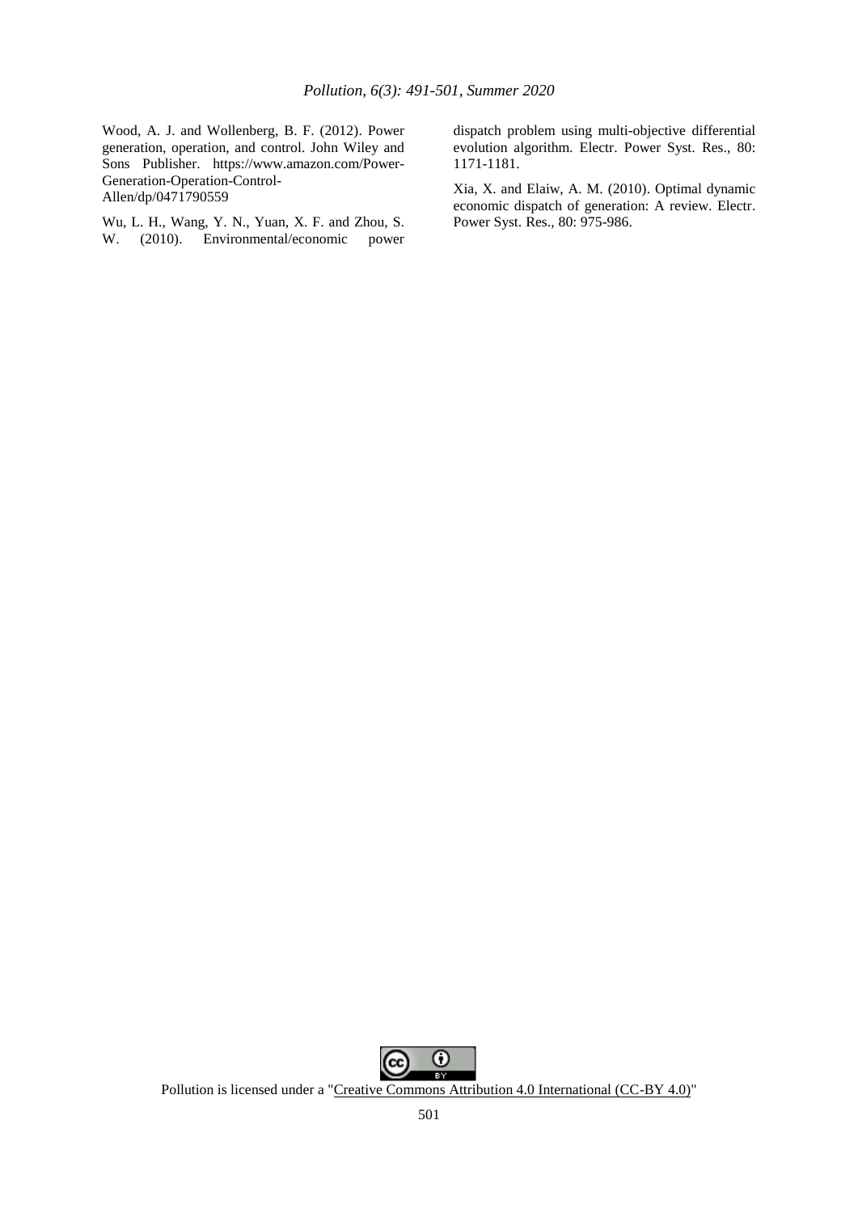Wood, A. J. and Wollenberg, B. F. (2012). Power generation, operation, and control. John Wiley and Sons Publisher. https://www.amazon.com/Power-Generation-Operation-Control-Allen/dp/0471790559

Wu, L. H., Wang, Y. N., Yuan, X. F. and Zhou, S. W. (2010). Environmental/economic power dispatch problem using multi-objective differential evolution algorithm. Electr. Power Syst. Res., 80: 1171-1181.

Xia, X. and Elaiw, A. M. (2010). Optimal dynamic economic dispatch of generation: A review. Electr. Power Syst. Res., 80: 975-986.

Pollution is licensed under a "Creative Commons Attribution 4.0 International (CC-BY 4.0)"